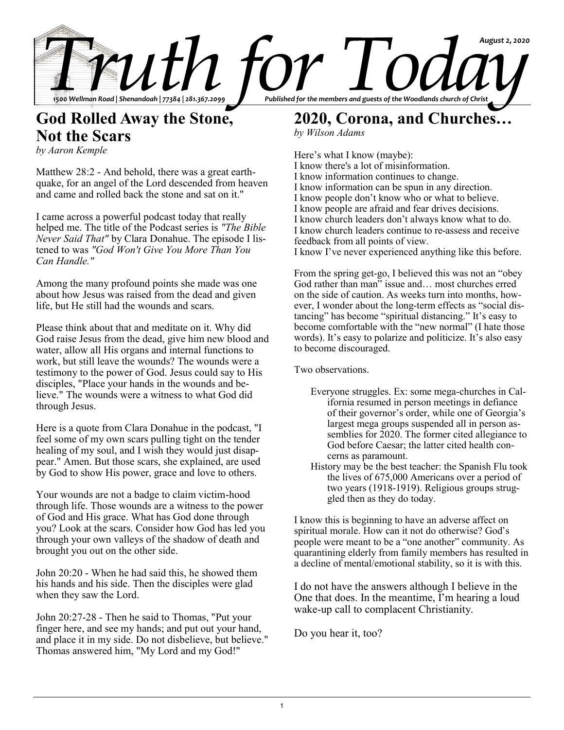# Truth for Today

*August 2, 2020*

*1500 Wellman Road | Shenandoah | 77384 | 281.367.2099*

*Published for the members and guests of the Woodlands church of Christ*

## God Rolled Away the Stone, Not the Scars

*by Aaron Kemple*

Matthew 28:2 - And behold, there was a great earthquake, for an angel of the Lord descended from heaven and came and rolled back the stone and sat on it."

I came across a powerful podcast today that really helped me. The title of the Podcast series is *"The Bible Never Said That"* by Clara Donahue. The episode I listened to was *"God Won't Give You More Than You Can Handle."*

Among the many profound points she made was one about how Jesus was raised from the dead and given life, but He still had the wounds and scars.

Please think about that and meditate on it. Why did God raise Jesus from the dead, give him new blood and water, allow all His organs and internal functions to work, but still leave the wounds? The wounds were a testimony to the power of God. Jesus could say to His disciples, "Place your hands in the wounds and believe." The wounds were a witness to what God did through Jesus.

Here is a quote from Clara Donahue in the podcast, "I feel some of my own scars pulling tight on the tender healing of my soul, and I wish they would just disappear." Amen. But those scars, she explained, are used by God to show His power, grace and love to others.

Your wounds are not a badge to claim victim-hood through life. Those wounds are a witness to the power of God and His grace. What has God done through you? Look at the scars. Consider how God has led you through your own valleys of the shadow of death and brought you out on the other side.

John 20:20 - When he had said this, he showed them his hands and his side. Then the disciples were glad when they saw the Lord.

John 20:27-28 - Then he said to Thomas, "Put your finger here, and see my hands; and put out your hand, and place it in my side. Do not disbelieve, but believe." Thomas answered him, "My Lord and my God!"

## 2020, Corona, and Churches…

*by Wilson Adams*

Here's what I know (maybe):
I know there's a lot of misinformation.
I know information continues to change.
I know information can be spun in any direction.
I know people don't know who or what to believe.
I know people are afraid and fear drives decisions.
I know church leaders don't always know what to do.
I know church leaders continue to re-assess and receive feedback from all points of view.
I know I've never experienced anything like this before.

From the spring get-go, I believed this was not an "obey God rather than man" issue and… most churches erred on the side of caution. As weeks turn into months, however, I wonder about the long-term effects as "social distancing" has become "spiritual distancing." It's easy to become comfortable with the "new normal" (I hate those words). It's easy to polarize and politicize. It's also easy to become discouraged.

Two observations.

Everyone struggles. Ex: some mega-churches in California resumed in person meetings in defiance of their governor's order, while one of Georgia's largest mega groups suspended all in person assemblies for 2020. The former cited allegiance to God before Caesar; the latter cited health concerns as paramount.

History may be the best teacher: the Spanish Flu took the lives of 675,000 Americans over a period of two years (1918-1919). Religious groups struggled then as they do today.

I know this is beginning to have an adverse affect on spiritual morale. How can it not do otherwise? God's people were meant to be a "one another" community. As quarantining elderly from family members has resulted in a decline of mental/emotional stability, so it is with this.

I do not have the answers although I believe in the One that does. In the meantime, I'm hearing a loud wake-up call to complacent Christianity.

Do you hear it, too?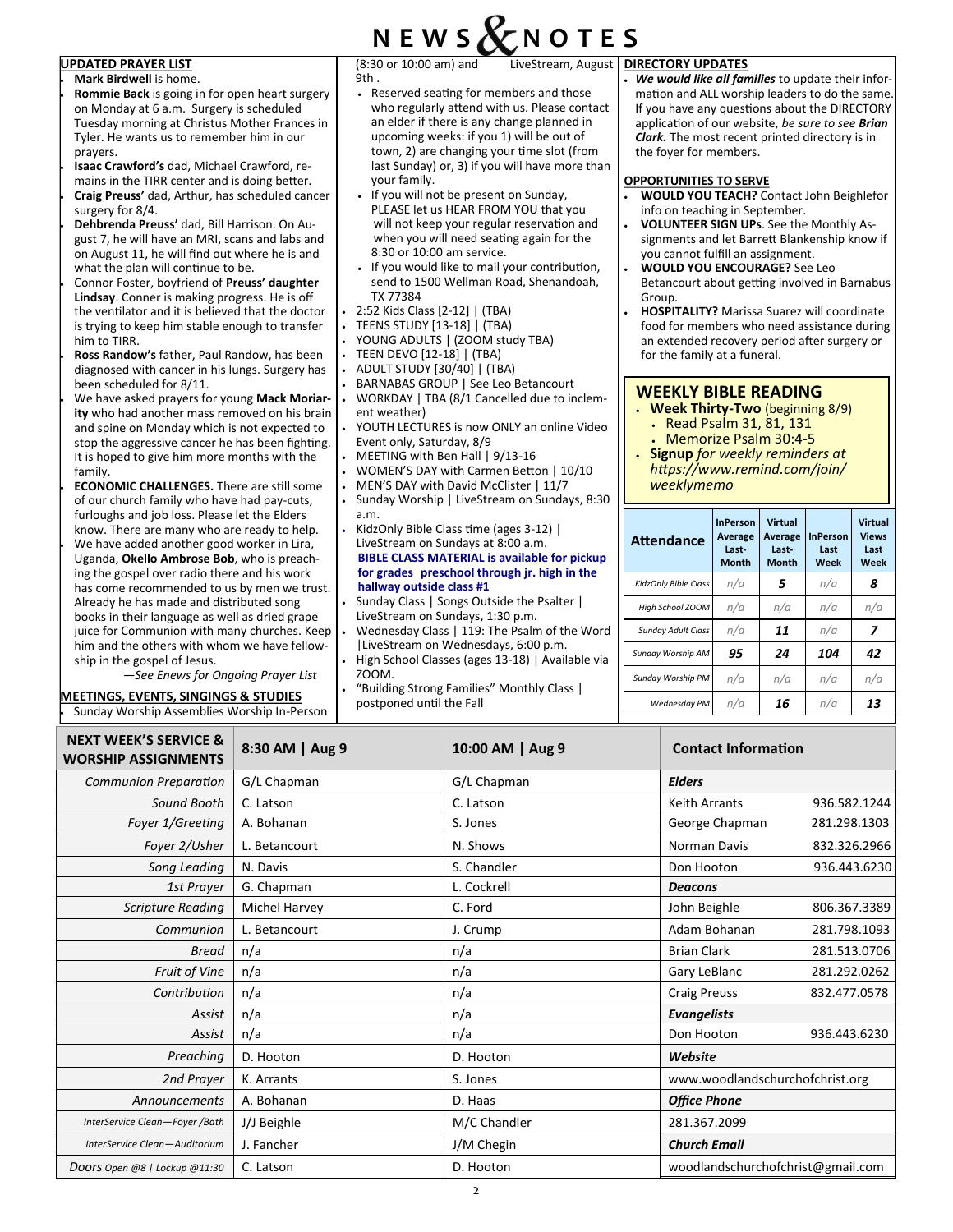# NEWS & NOTES

## UPDATED PRAYER LIST

- **Mark Birdwell** is home.
- **Rommie Back** is going in for open heart surgery on Monday at 6 a.m. Surgery is scheduled Tuesday morning at Christus Mother Frances in Tyler. He wants us to remember him in our prayers.
- **Isaac Crawford's** dad, Michael Crawford, remains in the TIRR center and is doing better.
- **Craig Preuss'** dad, Arthur, has scheduled cancer surgery for 8/4.
- **Dehbrenda Preuss'** dad, Bill Harrison. On August 7, he will have an MRI, scans and labs and on August 11, he will find out where he is and what the plan will continue to be.
- Connor Foster, boyfriend of **Preuss' daughter Lindsay**. Conner is making progress. He is off the ventilator and it is believed that the doctor is trying to keep him stable enough to transfer him to TIRR.
- **Ross Randow's** father, Paul Randow, has been diagnosed with cancer in his lungs. Surgery has been scheduled for 8/11.
- We have asked prayers for young **Mack Moriarity** who had another mass removed on his brain and spine on Monday which is not expected to stop the aggressive cancer he has been fighting. It is hoped to give him more months with the family.
- **ECONOMIC CHALLENGES.** There are still some of our church family who have had pay-cuts, furloughs and job loss. Please let the Elders know. There are many who are ready to help.
- We have added another good worker in Lira, Uganda, **Okello Ambrose Bob**, who is preaching the gospel over radio there and his work has come recommended to us by men we trust. Already he has made and distributed song books in their language as well as dried grape juice for Communion with many churches. Keep him and the others with whom we have fellowship in the gospel of Jesus.

—*See Enews for Ongoing Prayer List*

## MEETINGS, EVENTS, SINGINGS & STUDIES

- Sunday Worship Assemblies Worship In-Person (8:30 or 10:00 am) and LiveStream, August 9th .
  - Reserved seating for members and those who regularly attend with us. Please contact an elder if there is any change planned in upcoming weeks: if you 1) will be out of town, 2) are changing your time slot (from last Sunday) or, 3) if you will have more than your family.
  - If you will not be present on Sunday, PLEASE let us HEAR FROM YOU that you will not keep your regular reservation and when you will need seating again for the 8:30 or 10:00 am service.
  - If you would like to mail your contribution, send to 1500 Wellman Road, Shenandoah, TX 77384
- 2:52 Kids Class [2-12] | (TBA)
- TEENS STUDY [13-18] | (TBA)
- YOUNG ADULTS | (ZOOM study TBA)
- TEEN DEVO [12-18] | (TBA)
- ADULT STUDY [30/40] | (TBA)
- BARNABAS GROUP | See Leo Betancourt
- WORKDAY | TBA (8/1 Cancelled due to inclement weather)
- YOUTH LECTURES is now ONLY an online Video Event only, Saturday, 8/9
- MEETING with Ben Hall | 9/13-16
- WOMEN'S DAY with Carmen Betton | 10/10
- MEN'S DAY with David McClister | 11/7
- Sunday Worship | LiveStream on Sundays, 8:30 a.m.
- KidzOnly Bible Class time (ages 3-12) | LiveStream on Sundays at 8:00 a.m.
  **BIBLE CLASS MATERIAL is available for pickup for grades preschool through jr. high in the hallway outside class #1**
- Sunday Class | Songs Outside the Psalter | LiveStream on Sundays, 1:30 p.m.
- Wednesday Class | 119: The Psalm of the Word |LiveStream on Wednesdays, 6:00 p.m.
- High School Classes (ages 13-18) | Available via ZOOM.
- "Building Strong Families" Monthly Class | postponed until the Fall

## DIRECTORY UPDATES

- ***We would like all families*** to update their information and ALL worship leaders to do the same. If you have any questions about the DIRECTORY application of our website, *be sure to see **Brian Clark.*** The most recent printed directory is in the foyer for members.

## OPPORTUNITIES TO SERVE

- **WOULD YOU TEACH?** Contact John Beighlefor info on teaching in September.
- **VOLUNTEER SIGN UPs**. See the Monthly Assignments and let Barrett Blankenship know if you cannot fulfill an assignment.
- **WOULD YOU ENCOURAGE?** See Leo Betancourt about getting involved in Barnabus Group.
- **HOSPITALITY?** Marissa Suarez will coordinate food for members who need assistance during an extended recovery period after surgery or for the family at a funeral.

## WEEKLY BIBLE READING

- **Week Thirty-Two** (beginning 8/9)
  - Read Psalm 31, 81, 131
  - Memorize Psalm 30:4-5
- **Signup** *for weekly reminders at https://www.remind.com/join/weeklymemo*

| Attendance | InPerson Average Last-Month | Virtual Average Last-Month | InPerson Last Week | Virtual Views Last Week |
|---|---|---|---|---|
| *KidzOnly Bible Class* | *n/a* | ***5*** | *n/a* | ***8*** |
| *High School ZOOM* | *n/a* | *n/a* | *n/a* | *n/a* |
| *Sunday Adult Class* | *n/a* | ***11*** | *n/a* | ***7*** |
| *Sunday Worship AM* | ***95*** | ***24*** | ***104*** | ***42*** |
| *Sunday Worship PM* | *n/a* | *n/a* | *n/a* | *n/a* |
| *Wednesday PM* | *n/a* | ***16*** | *n/a* | ***13*** |

| NEXT WEEK'S SERVICE & WORSHIP ASSIGNMENTS | 8:30 AM \| Aug 9 | 10:00 AM \| Aug 9 |
|---|---|---|
| *Communion Preparation* | G/L Chapman | G/L Chapman |
| *Sound Booth* | C. Latson | C. Latson |
| *Foyer 1/Greeting* | A. Bohanan | S. Jones |
| *Foyer 2/Usher* | L. Betancourt | N. Shows |
| *Song Leading* | N. Davis | S. Chandler |
| *1st Prayer* | G. Chapman | L. Cockrell |
| *Scripture Reading* | Michel Harvey | C. Ford |
| *Communion* | L. Betancourt | J. Crump |
| *Bread* | n/a | n/a |
| *Fruit of Vine* | n/a | n/a |
| *Contribution* | n/a | n/a |
| *Assist* | n/a | n/a |
| *Assist* | n/a | n/a |
| *Preaching* | D. Hooton | D. Hooton |
| *2nd Prayer* | K. Arrants | S. Jones |
| *Announcements* | A. Bohanan | D. Haas |
| *InterService Clean—Foyer /Bath* | J/J Beighle | M/C Chandler |
| *InterService Clean—Auditorium* | J. Fancher | J/M Chegin |
| *Doors Open @8 \| Lockup @11:30* | C. Latson | D. Hooton |

| Contact Information | |
|---|---|
| ***Elders*** | |
| Keith Arrants | 936.582.1244 |
| George Chapman | 281.298.1303 |
| Norman Davis | 832.326.2966 |
| Don Hooton | 936.443.6230 |
| ***Deacons*** | |
| John Beighle | 806.367.3389 |
| Adam Bohanan | 281.798.1093 |
| Brian Clark | 281.513.0706 |
| Gary LeBlanc | 281.292.0262 |
| Craig Preuss | 832.477.0578 |
| ***Evangelists*** | |
| Don Hooton | 936.443.6230 |
| ***Website*** | |
| www.woodlandschurchofchrist.org | |
| ***Office Phone*** | |
| 281.367.2099 | |
| ***Church Email*** | |
| woodlandschurchofchrist@gmail.com | |